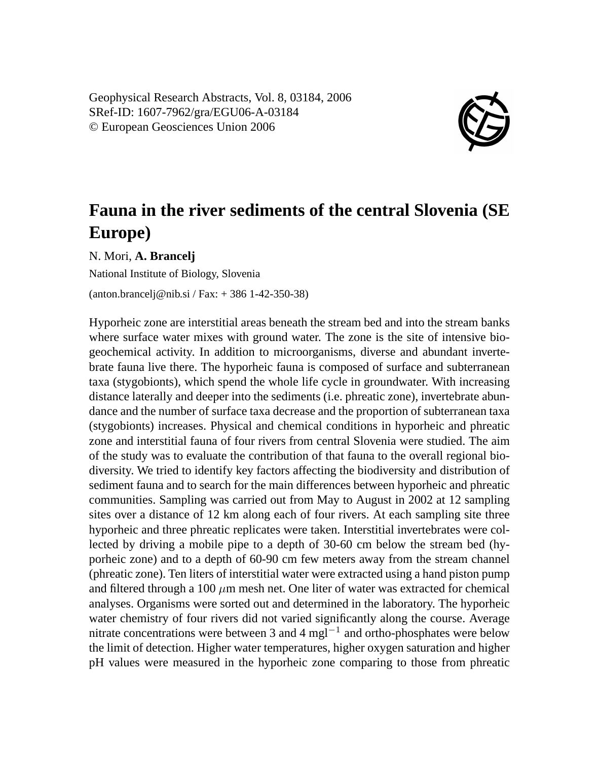Geophysical Research Abstracts, Vol. 8, 03184, 2006
SRef-ID: 1607-7962/gra/EGU06-A-03184
© European Geosciences Union 2006

# Fauna in the river sediments of the central Slovenia (SE Europe)

N. Mori, **A. Brancelj**

National Institute of Biology, Slovenia

(anton.brancelj@nib.si / Fax: + 386 1-42-350-38)

Hyporheic zone are interstitial areas beneath the stream bed and into the stream banks where surface water mixes with ground water. The zone is the site of intensive biogeochemical activity. In addition to microorganisms, diverse and abundant invertebrate fauna live there. The hyporheic fauna is composed of surface and subterranean taxa (stygobionts), which spend the whole life cycle in groundwater. With increasing distance laterally and deeper into the sediments (i.e. phreatic zone), invertebrate abundance and the number of surface taxa decrease and the proportion of subterranean taxa (stygobionts) increases. Physical and chemical conditions in hyporheic and phreatic zone and interstitial fauna of four rivers from central Slovenia were studied. The aim of the study was to evaluate the contribution of that fauna to the overall regional biodiversity. We tried to identify key factors affecting the biodiversity and distribution of sediment fauna and to search for the main differences between hyporheic and phreatic communities. Sampling was carried out from May to August in 2002 at 12 sampling sites over a distance of 12 km along each of four rivers. At each sampling site three hyporheic and three phreatic replicates were taken. Interstitial invertebrates were collected by driving a mobile pipe to a depth of 30-60 cm below the stream bed (hyporheic zone) and to a depth of 60-90 cm few meters away from the stream channel (phreatic zone). Ten liters of interstitial water were extracted using a hand piston pump and filtered through a 100 $\mu$m mesh net. One liter of water was extracted for chemical analyses. Organisms were sorted out and determined in the laboratory. The hyporheic water chemistry of four rivers did not varied significantly along the course. Average nitrate concentrations were between 3 and 4 $mgl^{-1}$ and ortho-phosphates were below the limit of detection. Higher water temperatures, higher oxygen saturation and higher pH values were measured in the hyporheic zone comparing to those from phreatic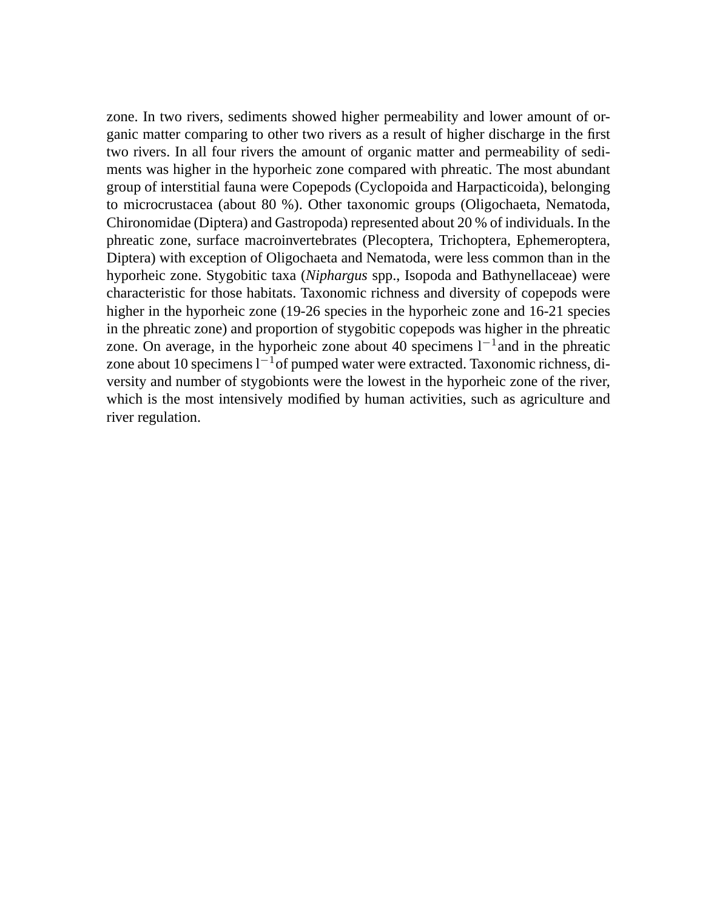zone. In two rivers, sediments showed higher permeability and lower amount of organic matter comparing to other two rivers as a result of higher discharge in the first two rivers. In all four rivers the amount of organic matter and permeability of sediments was higher in the hyporheic zone compared with phreatic. The most abundant group of interstitial fauna were Copepods (Cyclopoida and Harpacticoida), belonging to microcrustacea (about 80 %). Other taxonomic groups (Oligochaeta, Nematoda, Chironomidae (Diptera) and Gastropoda) represented about 20 % of individuals. In the phreatic zone, surface macroinvertebrates (Plecoptera, Trichoptera, Ephemeroptera, Diptera) with exception of Oligochaeta and Nematoda, were less common than in the hyporheic zone. Stygobitic taxa (*Niphargus* spp., Isopoda and Bathynellaceae) were characteristic for those habitats. Taxonomic richness and diversity of copepods were higher in the hyporheic zone (19-26 species in the hyporheic zone and 16-21 species in the phreatic zone) and proportion of stygobitic copepods was higher in the phreatic zone. On average, in the hyporheic zone about 40 specimens $l^{-1}$and in the phreatic zone about 10 specimens $l^{-1}$of pumped water were extracted. Taxonomic richness, diversity and number of stygobionts were the lowest in the hyporheic zone of the river, which is the most intensively modified by human activities, such as agriculture and river regulation.